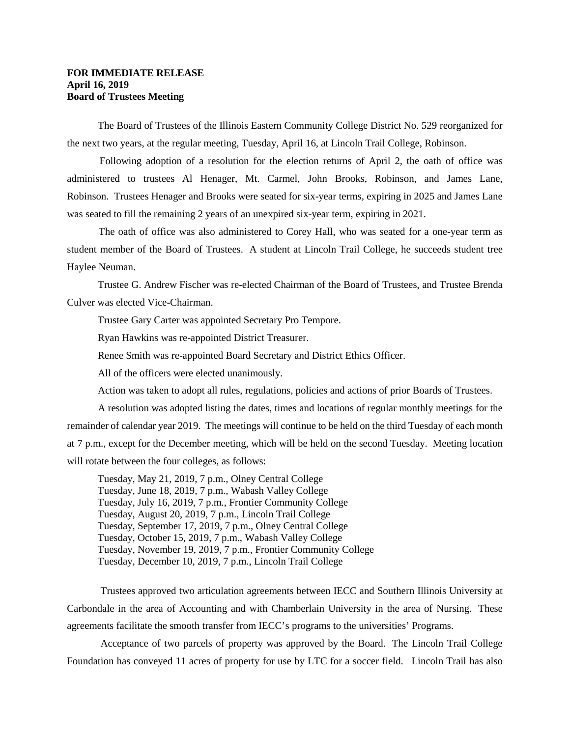**FOR IMMEDIATE RELEASE**
**April 16, 2019**
**Board of Trustees Meeting**

The Board of Trustees of the Illinois Eastern Community College District No. 529 reorganized for the next two years, at the regular meeting, Tuesday, April 16, at Lincoln Trail College, Robinson.

Following adoption of a resolution for the election returns of April 2, the oath of office was administered to trustees Al Henager, Mt. Carmel, John Brooks, Robinson, and James Lane, Robinson. Trustees Henager and Brooks were seated for six-year terms, expiring in 2025 and James Lane was seated to fill the remaining 2 years of an unexpired six-year term, expiring in 2021.

The oath of office was also administered to Corey Hall, who was seated for a one-year term as student member of the Board of Trustees. A student at Lincoln Trail College, he succeeds student tree Haylee Neuman.

Trustee G. Andrew Fischer was re-elected Chairman of the Board of Trustees, and Trustee Brenda Culver was elected Vice-Chairman.

Trustee Gary Carter was appointed Secretary Pro Tempore.

Ryan Hawkins was re-appointed District Treasurer.

Renee Smith was re-appointed Board Secretary and District Ethics Officer.

All of the officers were elected unanimously.

Action was taken to adopt all rules, regulations, policies and actions of prior Boards of Trustees.

A resolution was adopted listing the dates, times and locations of regular monthly meetings for the remainder of calendar year 2019. The meetings will continue to be held on the third Tuesday of each month at 7 p.m., except for the December meeting, which will be held on the second Tuesday. Meeting location will rotate between the four colleges, as follows:

Tuesday, May 21, 2019, 7 p.m., Olney Central College
Tuesday, June 18, 2019, 7 p.m., Wabash Valley College
Tuesday, July 16, 2019, 7 p.m., Frontier Community College
Tuesday, August 20, 2019, 7 p.m., Lincoln Trail College
Tuesday, September 17, 2019, 7 p.m., Olney Central College
Tuesday, October 15, 2019, 7 p.m., Wabash Valley College
Tuesday, November 19, 2019, 7 p.m., Frontier Community College
Tuesday, December 10, 2019, 7 p.m., Lincoln Trail College

Trustees approved two articulation agreements between IECC and Southern Illinois University at Carbondale in the area of Accounting and with Chamberlain University in the area of Nursing. These agreements facilitate the smooth transfer from IECC's programs to the universities' Programs.

Acceptance of two parcels of property was approved by the Board. The Lincoln Trail College Foundation has conveyed 11 acres of property for use by LTC for a soccer field. Lincoln Trail has also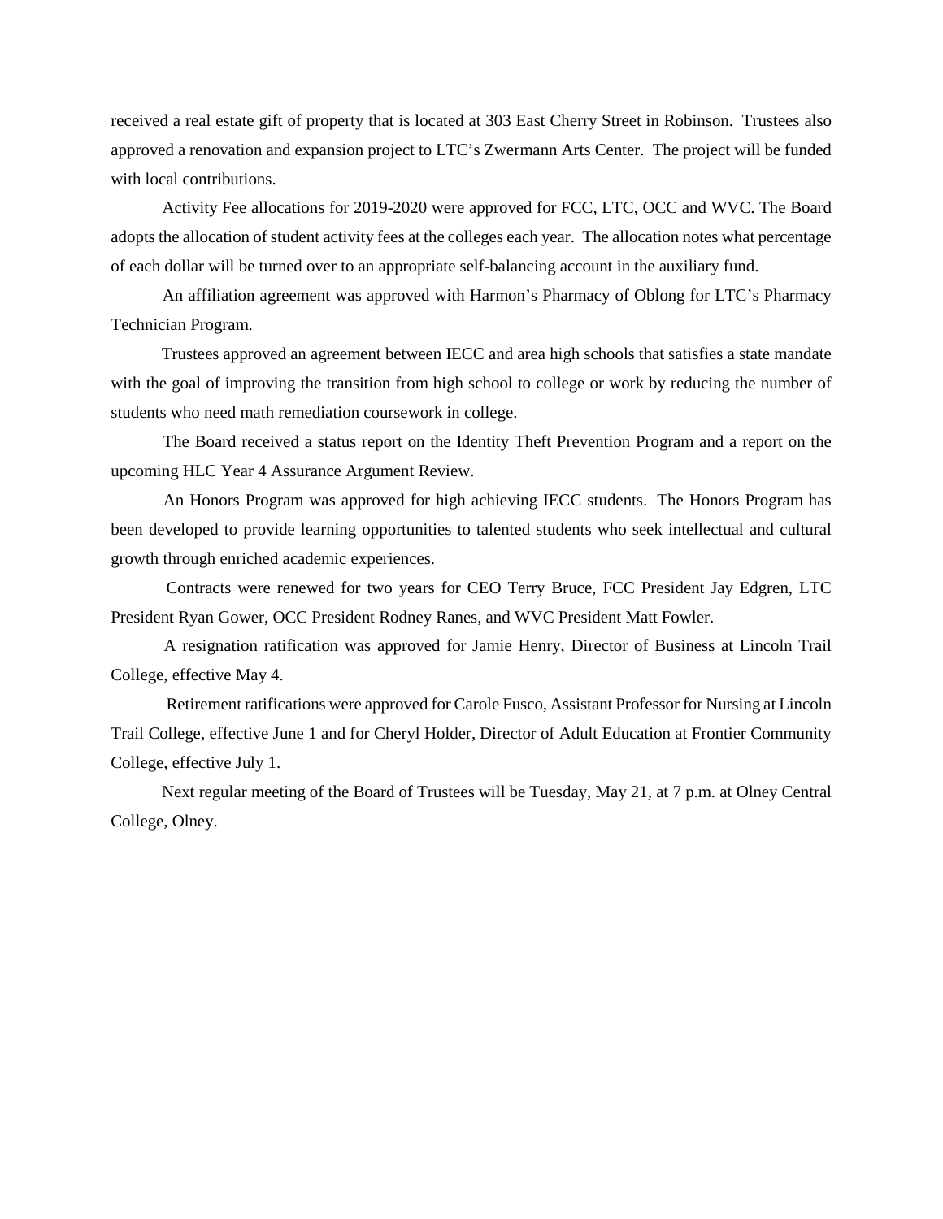received a real estate gift of property that is located at 303 East Cherry Street in Robinson. Trustees also approved a renovation and expansion project to LTC's Zwermann Arts Center. The project will be funded with local contributions.

Activity Fee allocations for 2019-2020 were approved for FCC, LTC, OCC and WVC. The Board adopts the allocation of student activity fees at the colleges each year. The allocation notes what percentage of each dollar will be turned over to an appropriate self-balancing account in the auxiliary fund.

An affiliation agreement was approved with Harmon's Pharmacy of Oblong for LTC's Pharmacy Technician Program.

Trustees approved an agreement between IECC and area high schools that satisfies a state mandate with the goal of improving the transition from high school to college or work by reducing the number of students who need math remediation coursework in college.

The Board received a status report on the Identity Theft Prevention Program and a report on the upcoming HLC Year 4 Assurance Argument Review.

An Honors Program was approved for high achieving IECC students. The Honors Program has been developed to provide learning opportunities to talented students who seek intellectual and cultural growth through enriched academic experiences.

Contracts were renewed for two years for CEO Terry Bruce, FCC President Jay Edgren, LTC President Ryan Gower, OCC President Rodney Ranes, and WVC President Matt Fowler.

A resignation ratification was approved for Jamie Henry, Director of Business at Lincoln Trail College, effective May 4.

Retirement ratifications were approved for Carole Fusco, Assistant Professor for Nursing at Lincoln Trail College, effective June 1 and for Cheryl Holder, Director of Adult Education at Frontier Community College, effective July 1.

Next regular meeting of the Board of Trustees will be Tuesday, May 21, at 7 p.m. at Olney Central College, Olney.